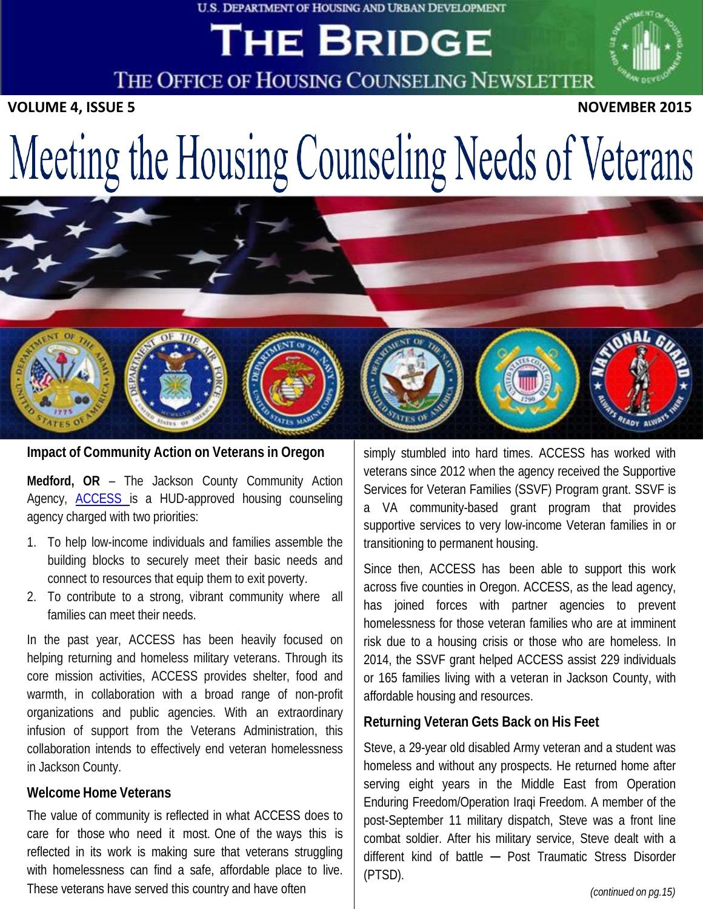U.S. DEPARTMENT OF HOUSING AND URBAN DEVELOPMENT

# THE BRIDGE

THE OFFICE OF HOUSING COUNSELING NEWSLETTER

**VOLUME 4, ISSUE 5** **NOVEMBER 2015**

# Meeting the Housing Counseling Needs of Veterans

## Impact of Community Action on Veterans in Oregon

**Medford, OR** – The Jackson County Community Action Agency, ACCESS is a HUD-approved housing counseling agency charged with two priorities:

1. To help low-income individuals and families assemble the building blocks to securely meet their basic needs and connect to resources that equip them to exit poverty.
2. To contribute to a strong, vibrant community where all families can meet their needs.

In the past year, ACCESS has been heavily focused on helping returning and homeless military veterans. Through its core mission activities, ACCESS provides shelter, food and warmth, in collaboration with a broad range of non-profit organizations and public agencies. With an extraordinary infusion of support from the Veterans Administration, this collaboration intends to effectively end veteran homelessness in Jackson County.

### Welcome Home Veterans

The value of community is reflected in what ACCESS does to care for those who need it most. One of the ways this is reflected in its work is making sure that veterans struggling with homelessness can find a safe, affordable place to live. These veterans have served this country and have often simply stumbled into hard times. ACCESS has worked with veterans since 2012 when the agency received the Supportive Services for Veteran Families (SSVF) Program grant. SSVF is a VA community-based grant program that provides supportive services to very low-income Veteran families in or transitioning to permanent housing.

Since then, ACCESS has been able to support this work across five counties in Oregon. ACCESS, as the lead agency, has joined forces with partner agencies to prevent homelessness for those veteran families who are at imminent risk due to a housing crisis or those who are homeless. In 2014, the SSVF grant helped ACCESS assist 229 individuals or 165 families living with a veteran in Jackson County, with affordable housing and resources.

### Returning Veteran Gets Back on His Feet

Steve, a 29-year old disabled Army veteran and a student was homeless and without any prospects. He returned home after serving eight years in the Middle East from Operation Enduring Freedom/Operation Iraqi Freedom. A member of the post-September 11 military dispatch, Steve was a front line combat soldier. After his military service, Steve dealt with a different kind of battle — Post Traumatic Stress Disorder (PTSD).

*(continued on pg.15)*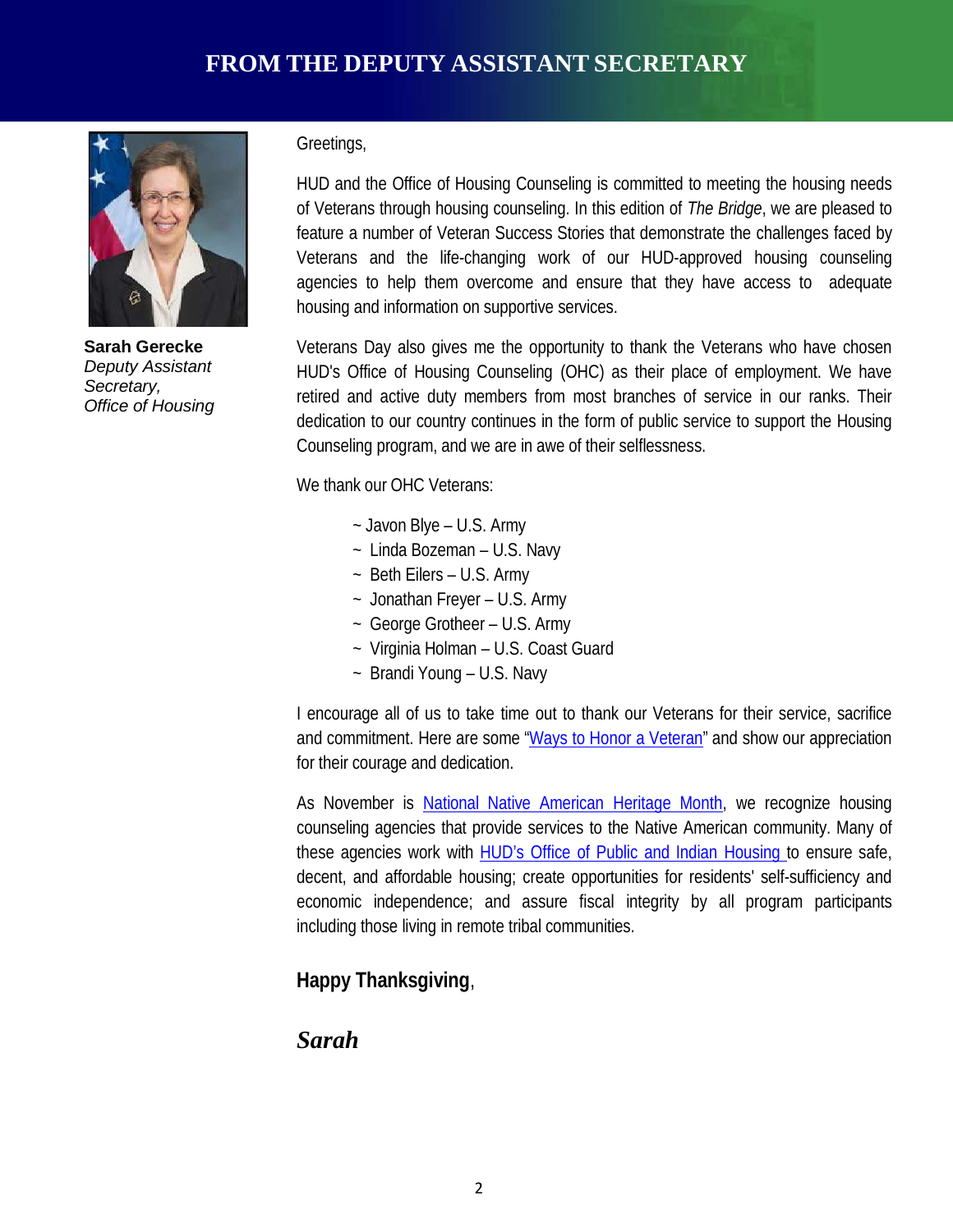# FROM THE DEPUTY ASSISTANT SECRETARY

**Sarah Gerecke**
*Deputy Assistant Secretary,*
*Office of Housing*

Greetings,

HUD and the Office of Housing Counseling is committed to meeting the housing needs of Veterans through housing counseling. In this edition of *The Bridge*, we are pleased to feature a number of Veteran Success Stories that demonstrate the challenges faced by Veterans and the life-changing work of our HUD-approved housing counseling agencies to help them overcome and ensure that they have access to adequate housing and information on supportive services.

Veterans Day also gives me the opportunity to thank the Veterans who have chosen HUD's Office of Housing Counseling (OHC) as their place of employment. We have retired and active duty members from most branches of service in our ranks. Their dedication to our country continues in the form of public service to support the Housing Counseling program, and we are in awe of their selflessness.

We thank our OHC Veterans:

~ Javon Blye – U.S. Army
~ Linda Bozeman – U.S. Navy
~ Beth Eilers – U.S. Army
~ Jonathan Freyer – U.S. Army
~ George Grotheer – U.S. Army
~ Virginia Holman – U.S. Coast Guard
~ Brandi Young – U.S. Navy

I encourage all of us to take time out to thank our Veterans for their service, sacrifice and commitment. Here are some "Ways to Honor a Veteran" and show our appreciation for their courage and dedication.

As November is National Native American Heritage Month, we recognize housing counseling agencies that provide services to the Native American community. Many of these agencies work with HUD's Office of Public and Indian Housing to ensure safe, decent, and affordable housing; create opportunities for residents' self-sufficiency and economic independence; and assure fiscal integrity by all program participants including those living in remote tribal communities.

**Happy Thanksgiving**,

***Sarah***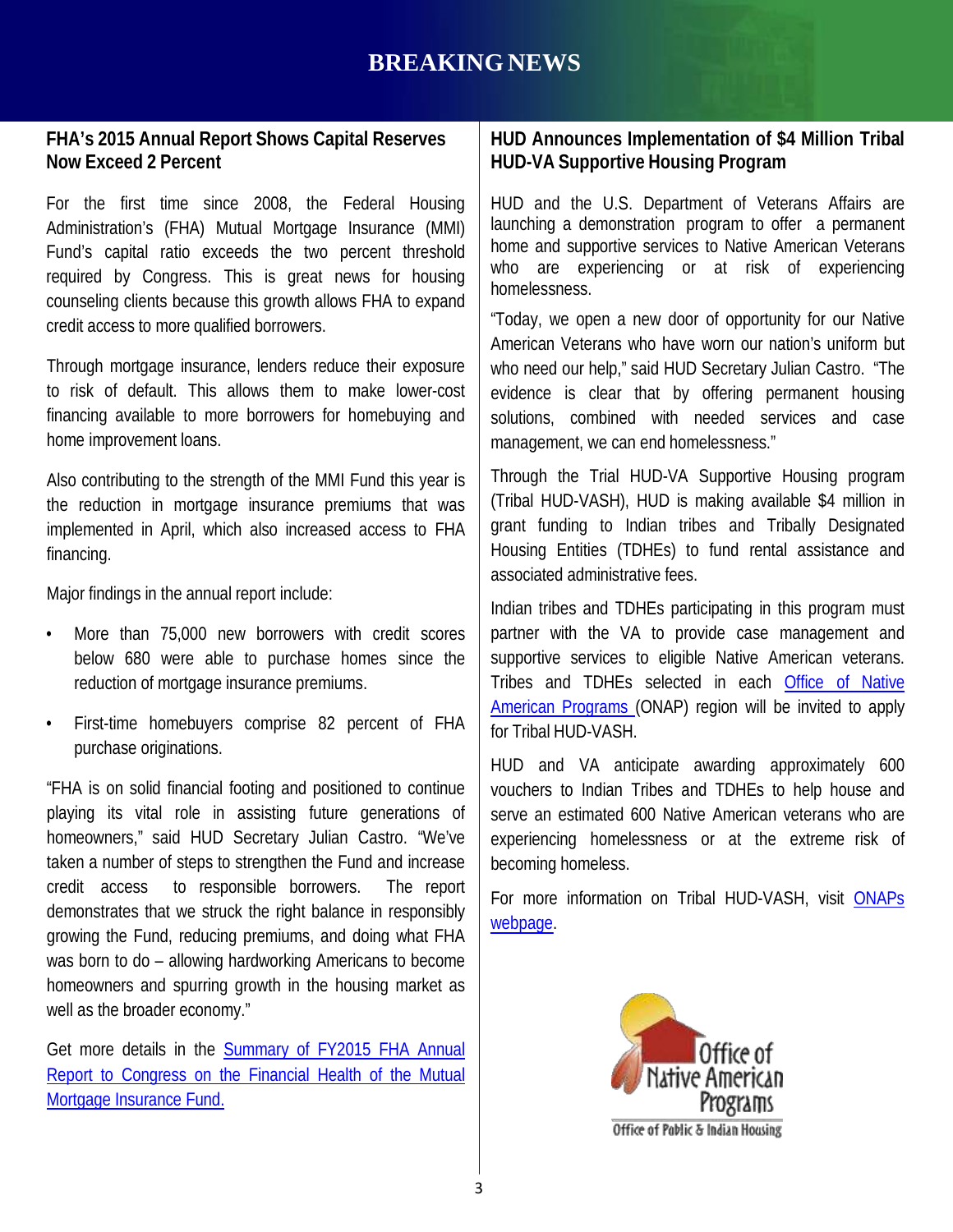# BREAKING NEWS

## FHA's 2015 Annual Report Shows Capital Reserves Now Exceed 2 Percent

For the first time since 2008, the Federal Housing Administration's (FHA) Mutual Mortgage Insurance (MMI) Fund's capital ratio exceeds the two percent threshold required by Congress. This is great news for housing counseling clients because this growth allows FHA to expand credit access to more qualified borrowers.

Through mortgage insurance, lenders reduce their exposure to risk of default. This allows them to make lower-cost financing available to more borrowers for homebuying and home improvement loans.

Also contributing to the strength of the MMI Fund this year is the reduction in mortgage insurance premiums that was implemented in April, which also increased access to FHA financing.

Major findings in the annual report include:

- More than 75,000 new borrowers with credit scores below 680 were able to purchase homes since the reduction of mortgage insurance premiums.
- First-time homebuyers comprise 82 percent of FHA purchase originations.

"FHA is on solid financial footing and positioned to continue playing its vital role in assisting future generations of homeowners," said HUD Secretary Julian Castro. "We've taken a number of steps to strengthen the Fund and increase credit access to responsible borrowers. The report demonstrates that we struck the right balance in responsibly growing the Fund, reducing premiums, and doing what FHA was born to do – allowing hardworking Americans to become homeowners and spurring growth in the housing market as well as the broader economy."

Get more details in the Summary of FY2015 FHA Annual Report to Congress on the Financial Health of the Mutual Mortgage Insurance Fund.

## HUD Announces Implementation of $4 Million Tribal HUD-VA Supportive Housing Program

HUD and the U.S. Department of Veterans Affairs are launching a demonstration program to offer a permanent home and supportive services to Native American Veterans who are experiencing or at risk of experiencing homelessness.

"Today, we open a new door of opportunity for our Native American Veterans who have worn our nation's uniform but who need our help," said HUD Secretary Julian Castro. "The evidence is clear that by offering permanent housing solutions, combined with needed services and case management, we can end homelessness."

Through the Trial HUD-VA Supportive Housing program (Tribal HUD-VASH), HUD is making available $4 million in grant funding to Indian tribes and Tribally Designated Housing Entities (TDHEs) to fund rental assistance and associated administrative fees.

Indian tribes and TDHEs participating in this program must partner with the VA to provide case management and supportive services to eligible Native American veterans. Tribes and TDHEs selected in each Office of Native American Programs (ONAP) region will be invited to apply for Tribal HUD-VASH.

HUD and VA anticipate awarding approximately 600 vouchers to Indian Tribes and TDHEs to help house and serve an estimated 600 Native American veterans who are experiencing homelessness or at the extreme risk of becoming homeless.

For more information on Tribal HUD-VASH, visit ONAPs webpage.

Office of Native American Programs
Office of Public & Indian Housing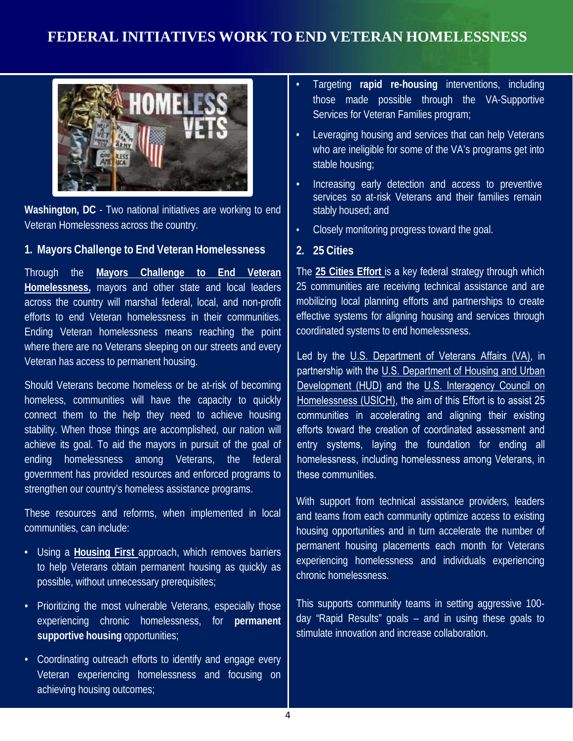# FEDERAL INITIATIVES WORK TO END VETERAN HOMELESSNESS

**Washington, DC** - Two national initiatives are working to end Veteran Homelessness across the country.

## 1. Mayors Challenge to End Veteran Homelessness

Through the **Mayors Challenge to End Veteran Homelessness,** mayors and other state and local leaders across the country will marshal federal, local, and non-profit efforts to end Veteran homelessness in their communities. Ending Veteran homelessness means reaching the point where there are no Veterans sleeping on our streets and every Veteran has access to permanent housing.

Should Veterans become homeless or be at-risk of becoming homeless, communities will have the capacity to quickly connect them to the help they need to achieve housing stability. When those things are accomplished, our nation will achieve its goal. To aid the mayors in pursuit of the goal of ending homelessness among Veterans, the federal government has provided resources and enforced programs to strengthen our country's homeless assistance programs.

These resources and reforms, when implemented in local communities, can include:

- Using a **Housing First** approach, which removes barriers to help Veterans obtain permanent housing as quickly as possible, without unnecessary prerequisites;
- Prioritizing the most vulnerable Veterans, especially those experiencing chronic homelessness, for **permanent supportive housing** opportunities;
- Coordinating outreach efforts to identify and engage every Veteran experiencing homelessness and focusing on achieving housing outcomes;
- Targeting **rapid re-housing** interventions, including those made possible through the VA-Supportive Services for Veteran Families program;
- Leveraging housing and services that can help Veterans who are ineligible for some of the VA's programs get into stable housing;
- Increasing early detection and access to preventive services so at-risk Veterans and their families remain stably housed; and
- Closely monitoring progress toward the goal.

## 2. 25 Cities

The **25 Cities Effort** is a key federal strategy through which 25 communities are receiving technical assistance and are mobilizing local planning efforts and partnerships to create effective systems for aligning housing and services through coordinated systems to end homelessness.

Led by the U.S. Department of Veterans Affairs (VA), in partnership with the U.S. Department of Housing and Urban Development (HUD) and the U.S. Interagency Council on Homelessness (USICH), the aim of this Effort is to assist 25 communities in accelerating and aligning their existing efforts toward the creation of coordinated assessment and entry systems, laying the foundation for ending all homelessness, including homelessness among Veterans, in these communities.

With support from technical assistance providers, leaders and teams from each community optimize access to existing housing opportunities and in turn accelerate the number of permanent housing placements each month for Veterans experiencing homelessness and individuals experiencing chronic homelessness.

This supports community teams in setting aggressive 100-day "Rapid Results" goals – and in using these goals to stimulate innovation and increase collaboration.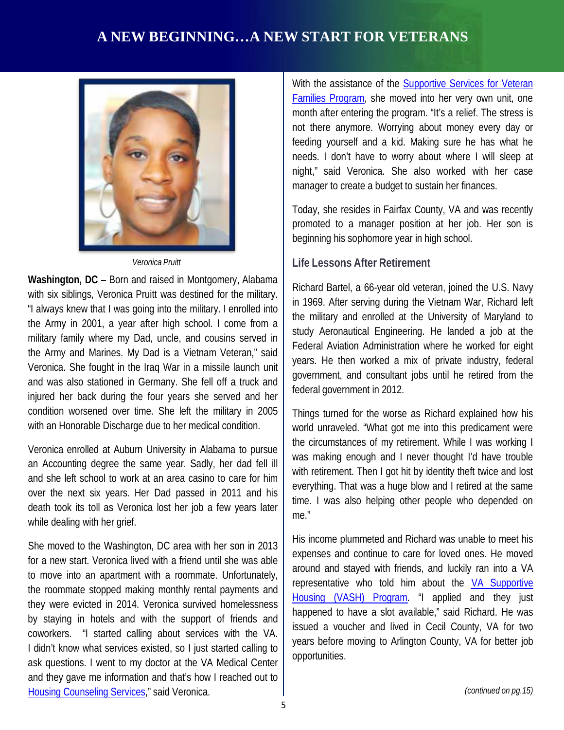# A NEW BEGINNING…A NEW START FOR VETERANS

*Veronica Pruitt*

**Washington, DC** – Born and raised in Montgomery, Alabama with six siblings, Veronica Pruitt was destined for the military. "I always knew that I was going into the military. I enrolled into the Army in 2001, a year after high school. I come from a military family where my Dad, uncle, and cousins served in the Army and Marines. My Dad is a Vietnam Veteran," said Veronica. She fought in the Iraq War in a missile launch unit and was also stationed in Germany. She fell off a truck and injured her back during the four years she served and her condition worsened over time. She left the military in 2005 with an Honorable Discharge due to her medical condition.

Veronica enrolled at Auburn University in Alabama to pursue an Accounting degree the same year. Sadly, her dad fell ill and she left school to work at an area casino to care for him over the next six years. Her Dad passed in 2011 and his death took its toll as Veronica lost her job a few years later while dealing with her grief.

She moved to the Washington, DC area with her son in 2013 for a new start. Veronica lived with a friend until she was able to move into an apartment with a roommate. Unfortunately, the roommate stopped making monthly rental payments and they were evicted in 2014. Veronica survived homelessness by staying in hotels and with the support of friends and coworkers. "I started calling about services with the VA. I didn't know what services existed, so I just started calling to ask questions. I went to my doctor at the VA Medical Center and they gave me information and that's how I reached out to Housing Counseling Services," said Veronica.

With the assistance of the Supportive Services for Veteran Families Program, she moved into her very own unit, one month after entering the program. "It's a relief. The stress is not there anymore. Worrying about money every day or feeding yourself and a kid. Making sure he has what he needs. I don't have to worry about where I will sleep at night," said Veronica. She also worked with her case manager to create a budget to sustain her finances.

Today, she resides in Fairfax County, VA and was recently promoted to a manager position at her job. Her son is beginning his sophomore year in high school.

## Life Lessons After Retirement

Richard Bartel, a 66-year old veteran, joined the U.S. Navy in 1969. After serving during the Vietnam War, Richard left the military and enrolled at the University of Maryland to study Aeronautical Engineering. He landed a job at the Federal Aviation Administration where he worked for eight years. He then worked a mix of private industry, federal government, and consultant jobs until he retired from the federal government in 2012.

Things turned for the worse as Richard explained how his world unraveled. "What got me into this predicament were the circumstances of my retirement. While I was working I was making enough and I never thought I'd have trouble with retirement. Then I got hit by identity theft twice and lost everything. That was a huge blow and I retired at the same time. I was also helping other people who depended on me."

His income plummeted and Richard was unable to meet his expenses and continue to care for loved ones. He moved around and stayed with friends, and luckily ran into a VA representative who told him about the VA Supportive Housing (VASH) Program. "I applied and they just happened to have a slot available," said Richard. He was issued a voucher and lived in Cecil County, VA for two years before moving to Arlington County, VA for better job opportunities.

*(continued on pg.15)*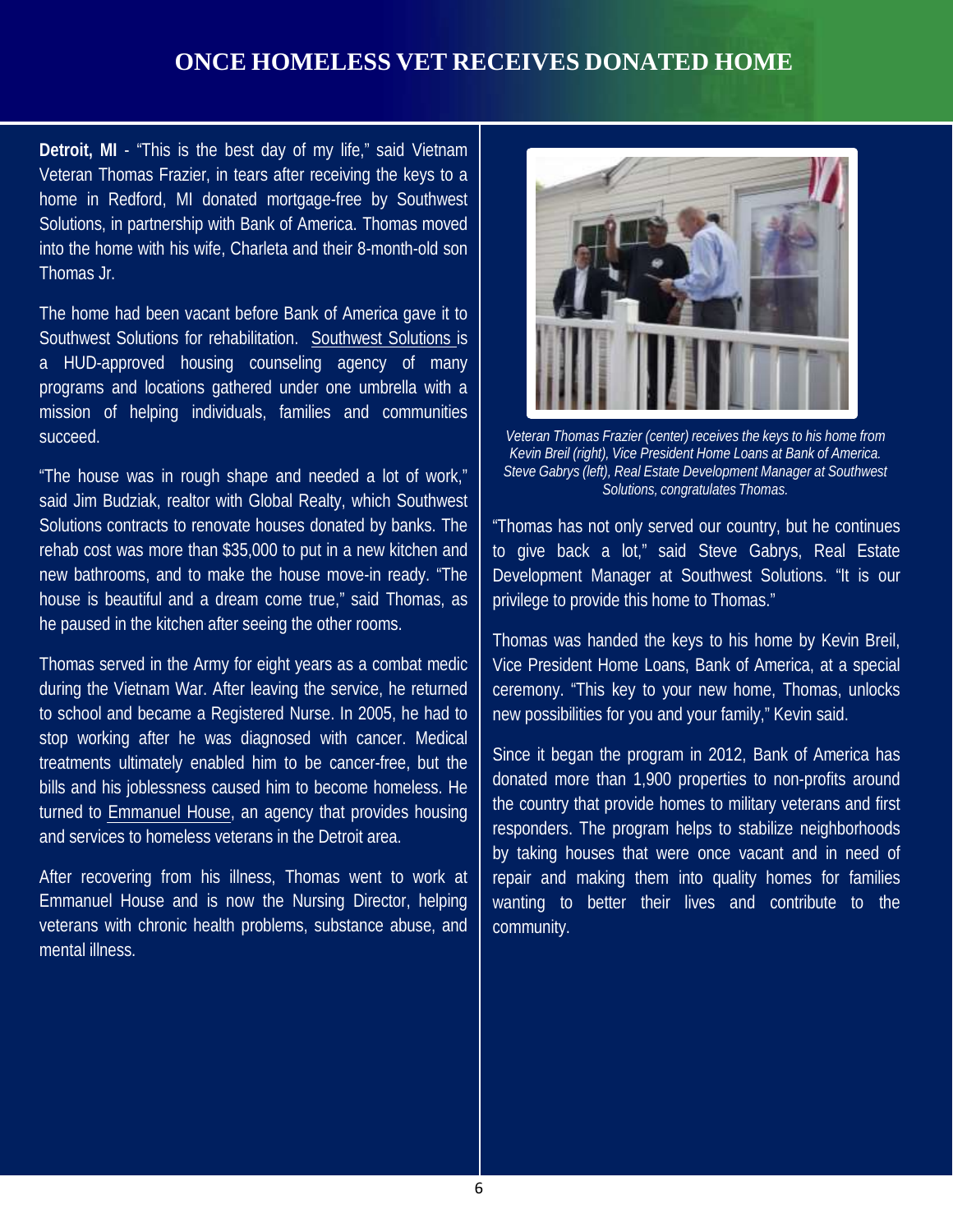# ONCE HOMELESS VET RECEIVES DONATED HOME

**Detroit, MI** - "This is the best day of my life," said Vietnam Veteran Thomas Frazier, in tears after receiving the keys to a home in Redford, MI donated mortgage-free by Southwest Solutions, in partnership with Bank of America. Thomas moved into the home with his wife, Charleta and their 8-month-old son Thomas Jr.

The home had been vacant before Bank of America gave it to Southwest Solutions for rehabilitation. Southwest Solutions is a HUD-approved housing counseling agency of many programs and locations gathered under one umbrella with a mission of helping individuals, families and communities succeed.

"The house was in rough shape and needed a lot of work," said Jim Budziak, realtor with Global Realty, which Southwest Solutions contracts to renovate houses donated by banks. The rehab cost was more than $35,000 to put in a new kitchen and new bathrooms, and to make the house move-in ready. "The house is beautiful and a dream come true," said Thomas, as he paused in the kitchen after seeing the other rooms.

Thomas served in the Army for eight years as a combat medic during the Vietnam War. After leaving the service, he returned to school and became a Registered Nurse. In 2005, he had to stop working after he was diagnosed with cancer. Medical treatments ultimately enabled him to be cancer-free, but the bills and his joblessness caused him to become homeless. He turned to Emmanuel House, an agency that provides housing and services to homeless veterans in the Detroit area.

After recovering from his illness, Thomas went to work at Emmanuel House and is now the Nursing Director, helping veterans with chronic health problems, substance abuse, and mental illness.

*Veteran Thomas Frazier (center) receives the keys to his home from Kevin Breil (right), Vice President Home Loans at Bank of America. Steve Gabrys (left), Real Estate Development Manager at Southwest Solutions, congratulates Thomas.*

"Thomas has not only served our country, but he continues to give back a lot," said Steve Gabrys, Real Estate Development Manager at Southwest Solutions. "It is our privilege to provide this home to Thomas."

Thomas was handed the keys to his home by Kevin Breil, Vice President Home Loans, Bank of America, at a special ceremony. "This key to your new home, Thomas, unlocks new possibilities for you and your family," Kevin said.

Since it began the program in 2012, Bank of America has donated more than 1,900 properties to non-profits around the country that provide homes to military veterans and first responders. The program helps to stabilize neighborhoods by taking houses that were once vacant and in need of repair and making them into quality homes for families wanting to better their lives and contribute to the community.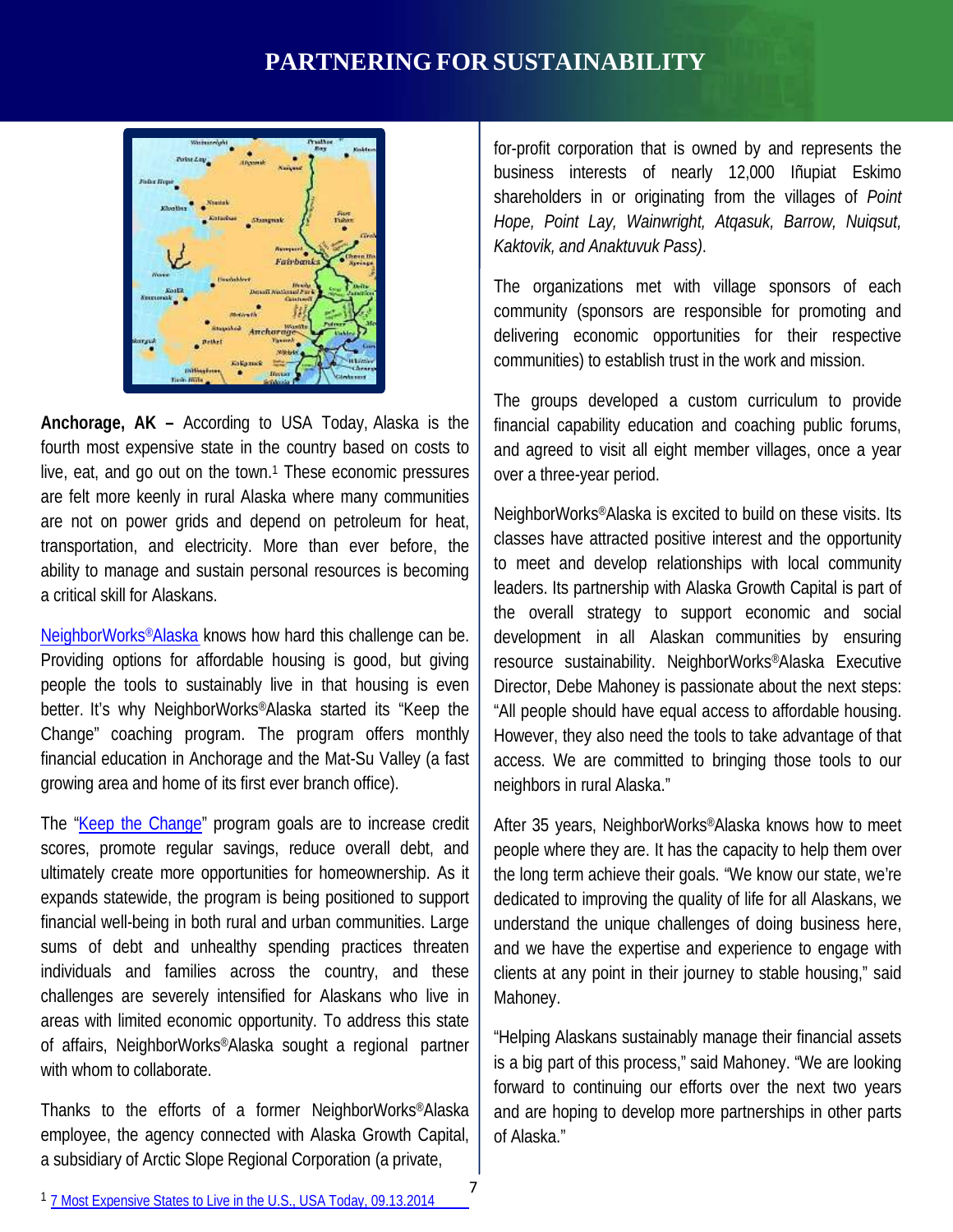# PARTNERING FOR SUSTAINABILITY

**Anchorage, AK –** According to USA Today, Alaska is the fourth most expensive state in the country based on costs to live, eat, and go out on the town.[1] These economic pressures are felt more keenly in rural Alaska where many communities are not on power grids and depend on petroleum for heat, transportation, and electricity. More than ever before, the ability to manage and sustain personal resources is becoming a critical skill for Alaskans.

NeighborWorks®Alaska knows how hard this challenge can be. Providing options for affordable housing is good, but giving people the tools to sustainably live in that housing is even better. It's why NeighborWorks®Alaska started its "Keep the Change" coaching program. The program offers monthly financial education in Anchorage and the Mat-Su Valley (a fast growing area and home of its first ever branch office).

The "Keep the Change" program goals are to increase credit scores, promote regular savings, reduce overall debt, and ultimately create more opportunities for homeownership. As it expands statewide, the program is being positioned to support financial well-being in both rural and urban communities. Large sums of debt and unhealthy spending practices threaten individuals and families across the country, and these challenges are severely intensified for Alaskans who live in areas with limited economic opportunity. To address this state of affairs, NeighborWorks®Alaska sought a regional partner with whom to collaborate.

Thanks to the efforts of a former NeighborWorks®Alaska employee, the agency connected with Alaska Growth Capital, a subsidiary of Arctic Slope Regional Corporation (a private, for-profit corporation that is owned by and represents the business interests of nearly 12,000 Iñupiat Eskimo shareholders in or originating from the villages of *Point Hope, Point Lay, Wainwright, Atqasuk, Barrow, Nuiqsut, Kaktovik, and Anaktuvuk Pass)*.

The organizations met with village sponsors of each community (sponsors are responsible for promoting and delivering economic opportunities for their respective communities) to establish trust in the work and mission.

The groups developed a custom curriculum to provide financial capability education and coaching public forums, and agreed to visit all eight member villages, once a year over a three-year period.

NeighborWorks®Alaska is excited to build on these visits. Its classes have attracted positive interest and the opportunity to meet and develop relationships with local community leaders. Its partnership with Alaska Growth Capital is part of the overall strategy to support economic and social development in all Alaskan communities by ensuring resource sustainability. NeighborWorks®Alaska Executive Director, Debe Mahoney is passionate about the next steps: "All people should have equal access to affordable housing. However, they also need the tools to take advantage of that access. We are committed to bringing those tools to our neighbors in rural Alaska."

After 35 years, NeighborWorks®Alaska knows how to meet people where they are. It has the capacity to help them over the long term achieve their goals. "We know our state, we're dedicated to improving the quality of life for all Alaskans, we understand the unique challenges of doing business here, and we have the expertise and experience to engage with clients at any point in their journey to stable housing," said Mahoney.

"Helping Alaskans sustainably manage their financial assets is a big part of this process," said Mahoney. "We are looking forward to continuing our efforts over the next two years and are hoping to develop more partnerships in other parts of Alaska."

[1] 7 Most Expensive States to Live in the U.S., USA Today, 09.13.2014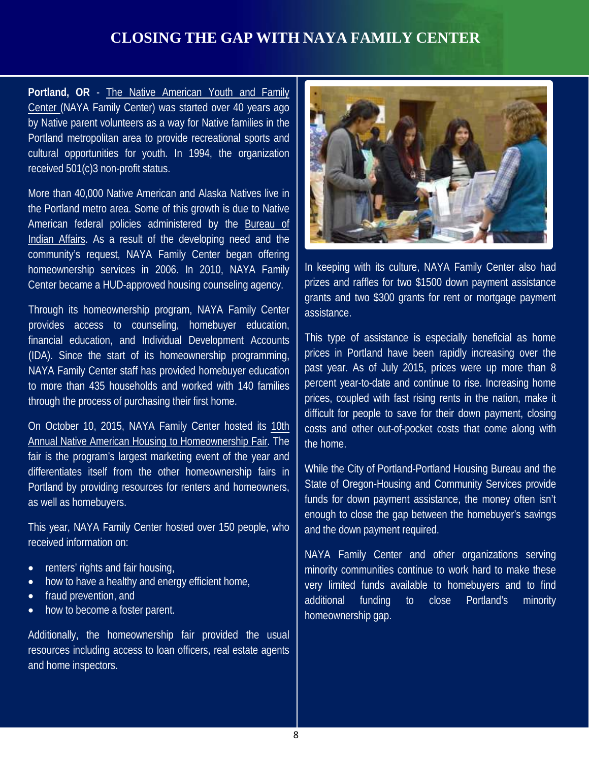# CLOSING THE GAP WITH NAYA FAMILY CENTER

**Portland, OR** - The Native American Youth and Family Center (NAYA Family Center) was started over 40 years ago by Native parent volunteers as a way for Native families in the Portland metropolitan area to provide recreational sports and cultural opportunities for youth. In 1994, the organization received 501(c)3 non-profit status.

More than 40,000 Native American and Alaska Natives live in the Portland metro area. Some of this growth is due to Native American federal policies administered by the Bureau of Indian Affairs. As a result of the developing need and the community's request, NAYA Family Center began offering homeownership services in 2006. In 2010, NAYA Family Center became a HUD-approved housing counseling agency.

Through its homeownership program, NAYA Family Center provides access to counseling, homebuyer education, financial education, and Individual Development Accounts (IDA). Since the start of its homeownership programming, NAYA Family Center staff has provided homebuyer education to more than 435 households and worked with 140 families through the process of purchasing their first home.

On October 10, 2015, NAYA Family Center hosted its 10th Annual Native American Housing to Homeownership Fair. The fair is the program's largest marketing event of the year and differentiates itself from the other homeownership fairs in Portland by providing resources for renters and homeowners, as well as homebuyers.

This year, NAYA Family Center hosted over 150 people, who received information on:

- renters' rights and fair housing,
- how to have a healthy and energy efficient home,
- fraud prevention, and
- how to become a foster parent.

Additionally, the homeownership fair provided the usual resources including access to loan officers, real estate agents and home inspectors.

In keeping with its culture, NAYA Family Center also had prizes and raffles for two $1500 down payment assistance grants and two $300 grants for rent or mortgage payment assistance.

This type of assistance is especially beneficial as home prices in Portland have been rapidly increasing over the past year. As of July 2015, prices were up more than 8 percent year-to-date and continue to rise. Increasing home prices, coupled with fast rising rents in the nation, make it difficult for people to save for their down payment, closing costs and other out-of-pocket costs that come along with the home.

While the City of Portland-Portland Housing Bureau and the State of Oregon-Housing and Community Services provide funds for down payment assistance, the money often isn't enough to close the gap between the homebuyer's savings and the down payment required.

NAYA Family Center and other organizations serving minority communities continue to work hard to make these very limited funds available to homebuyers and to find additional funding to close Portland's minority homeownership gap.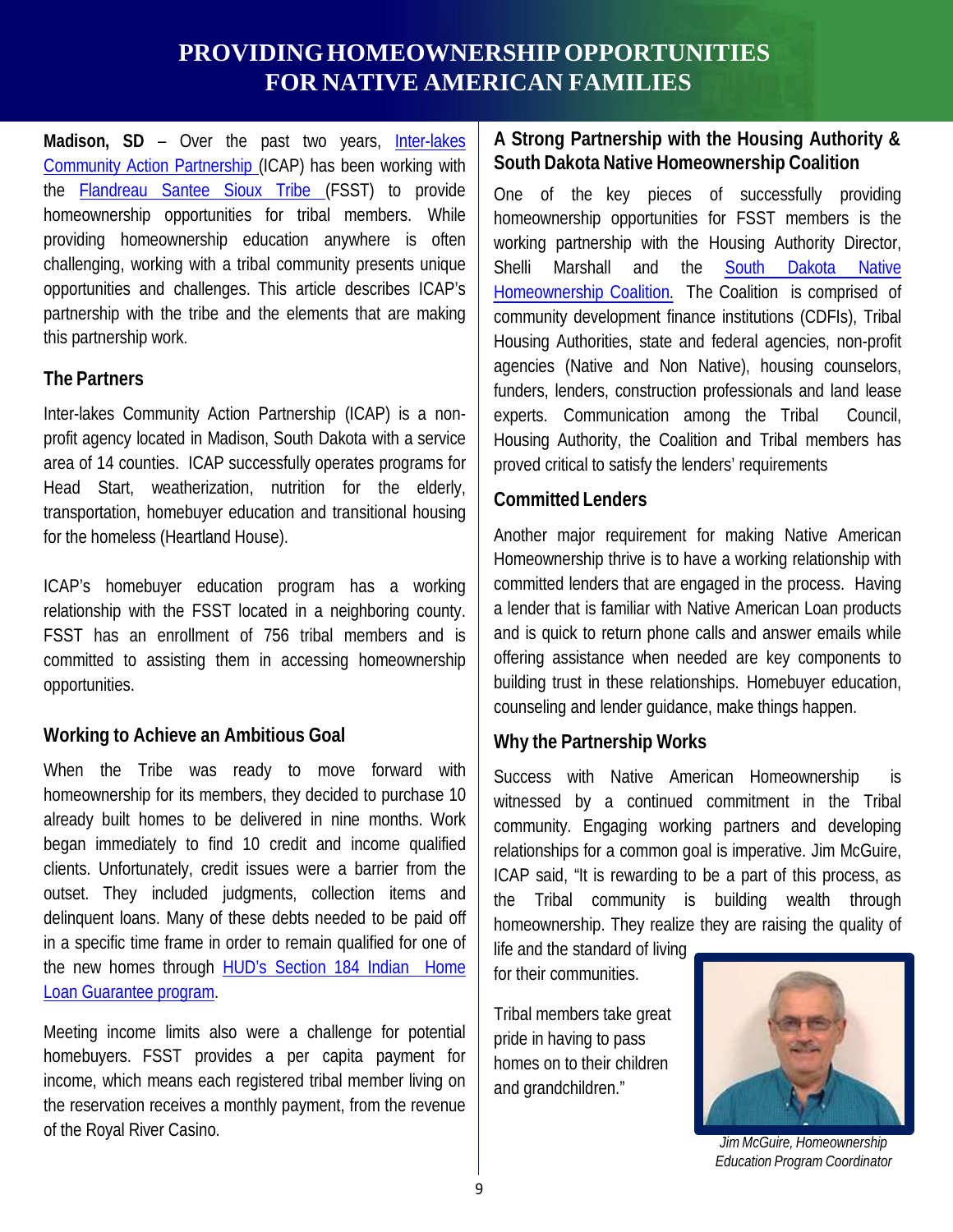# PROVIDING HOMEOWNERSHIP OPPORTUNITIES FOR NATIVE AMERICAN FAMILIES

**Madison, SD** – Over the past two years, Inter-lakes Community Action Partnership (ICAP) has been working with the Flandreau Santee Sioux Tribe (FSST) to provide homeownership opportunities for tribal members. While providing homeownership education anywhere is often challenging, working with a tribal community presents unique opportunities and challenges. This article describes ICAP's partnership with the tribe and the elements that are making this partnership work.

## The Partners

Inter-lakes Community Action Partnership (ICAP) is a non-profit agency located in Madison, South Dakota with a service area of 14 counties. ICAP successfully operates programs for Head Start, weatherization, nutrition for the elderly, transportation, homebuyer education and transitional housing for the homeless (Heartland House).

ICAP's homebuyer education program has a working relationship with the FSST located in a neighboring county. FSST has an enrollment of 756 tribal members and is committed to assisting them in accessing homeownership opportunities.

## Working to Achieve an Ambitious Goal

When the Tribe was ready to move forward with homeownership for its members, they decided to purchase 10 already built homes to be delivered in nine months. Work began immediately to find 10 credit and income qualified clients. Unfortunately, credit issues were a barrier from the outset. They included judgments, collection items and delinquent loans. Many of these debts needed to be paid off in a specific time frame in order to remain qualified for one of the new homes through HUD's Section 184 Indian Home Loan Guarantee program.

Meeting income limits also were a challenge for potential homebuyers. FSST provides a per capita payment for income, which means each registered tribal member living on the reservation receives a monthly payment, from the revenue of the Royal River Casino.

## A Strong Partnership with the Housing Authority & South Dakota Native Homeownership Coalition

One of the key pieces of successfully providing homeownership opportunities for FSST members is the working partnership with the Housing Authority Director, Shelli Marshall and the South Dakota Native Homeownership Coalition. The Coalition is comprised of community development finance institutions (CDFIs), Tribal Housing Authorities, state and federal agencies, non-profit agencies (Native and Non Native), housing counselors, funders, lenders, construction professionals and land lease experts. Communication among the Tribal Council, Housing Authority, the Coalition and Tribal members has proved critical to satisfy the lenders' requirements

## Committed Lenders

Another major requirement for making Native American Homeownership thrive is to have a working relationship with committed lenders that are engaged in the process. Having a lender that is familiar with Native American Loan products and is quick to return phone calls and answer emails while offering assistance when needed are key components to building trust in these relationships. Homebuyer education, counseling and lender guidance, make things happen.

## Why the Partnership Works

Success with Native American Homeownership is witnessed by a continued commitment in the Tribal community. Engaging working partners and developing relationships for a common goal is imperative. Jim McGuire, ICAP said, "It is rewarding to be a part of this process, as the Tribal community is building wealth through homeownership. They realize they are raising the quality of life and the standard of living for their communities.

Tribal members take great pride in having to pass homes on to their children and grandchildren."

*Jim McGuire, Homeownership Education Program Coordinator*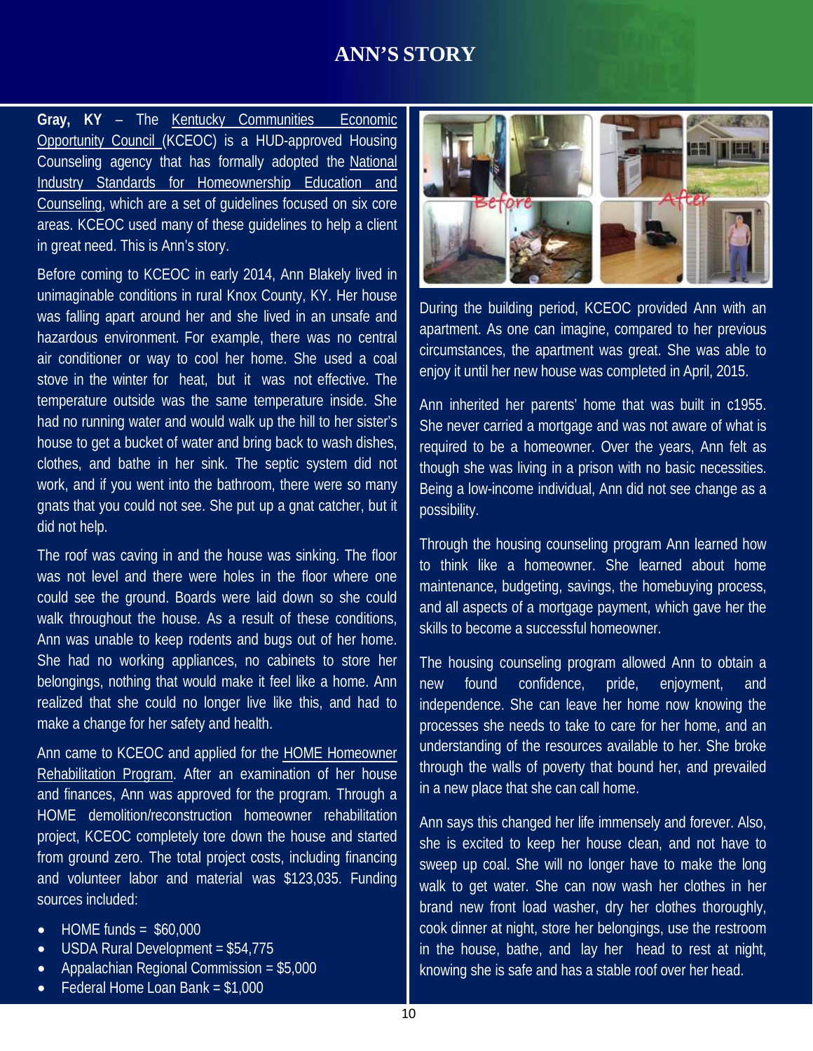# ANN'S STORY

**Gray, KY** – The Kentucky Communities Economic Opportunity Council (KCEOC) is a HUD-approved Housing Counseling agency that has formally adopted the National Industry Standards for Homeownership Education and Counseling, which are a set of guidelines focused on six core areas. KCEOC used many of these guidelines to help a client in great need. This is Ann's story.

Before coming to KCEOC in early 2014, Ann Blakely lived in unimaginable conditions in rural Knox County, KY. Her house was falling apart around her and she lived in an unsafe and hazardous environment. For example, there was no central air conditioner or way to cool her home. She used a coal stove in the winter for heat, but it was not effective. The temperature outside was the same temperature inside. She had no running water and would walk up the hill to her sister's house to get a bucket of water and bring back to wash dishes, clothes, and bathe in her sink. The septic system did not work, and if you went into the bathroom, there were so many gnats that you could not see. She put up a gnat catcher, but it did not help.

The roof was caving in and the house was sinking. The floor was not level and there were holes in the floor where one could see the ground. Boards were laid down so she could walk throughout the house. As a result of these conditions, Ann was unable to keep rodents and bugs out of her home. She had no working appliances, no cabinets to store her belongings, nothing that would make it feel like a home. Ann realized that she could no longer live like this, and had to make a change for her safety and health.

Ann came to KCEOC and applied for the HOME Homeowner Rehabilitation Program. After an examination of her house and finances, Ann was approved for the program. Through a HOME demolition/reconstruction homeowner rehabilitation project, KCEOC completely tore down the house and started from ground zero. The total project costs, including financing and volunteer labor and material was $123,035. Funding sources included:

- HOME funds = $60,000
- USDA Rural Development = $54,775
- Appalachian Regional Commission = $5,000
- Federal Home Loan Bank = $1,000

During the building period, KCEOC provided Ann with an apartment. As one can imagine, compared to her previous circumstances, the apartment was great. She was able to enjoy it until her new house was completed in April, 2015.

Ann inherited her parents' home that was built in c1955. She never carried a mortgage and was not aware of what is required to be a homeowner. Over the years, Ann felt as though she was living in a prison with no basic necessities. Being a low-income individual, Ann did not see change as a possibility.

Through the housing counseling program Ann learned how to think like a homeowner. She learned about home maintenance, budgeting, savings, the homebuying process, and all aspects of a mortgage payment, which gave her the skills to become a successful homeowner.

The housing counseling program allowed Ann to obtain a new found confidence, pride, enjoyment, and independence. She can leave her home now knowing the processes she needs to take to care for her home, and an understanding of the resources available to her. She broke through the walls of poverty that bound her, and prevailed in a new place that she can call home.

Ann says this changed her life immensely and forever. Also, she is excited to keep her house clean, and not have to sweep up coal. She will no longer have to make the long walk to get water. She can now wash her clothes in her brand new front load washer, dry her clothes thoroughly, cook dinner at night, store her belongings, use the restroom in the house, bathe, and lay her head to rest at night, knowing she is safe and has a stable roof over her head.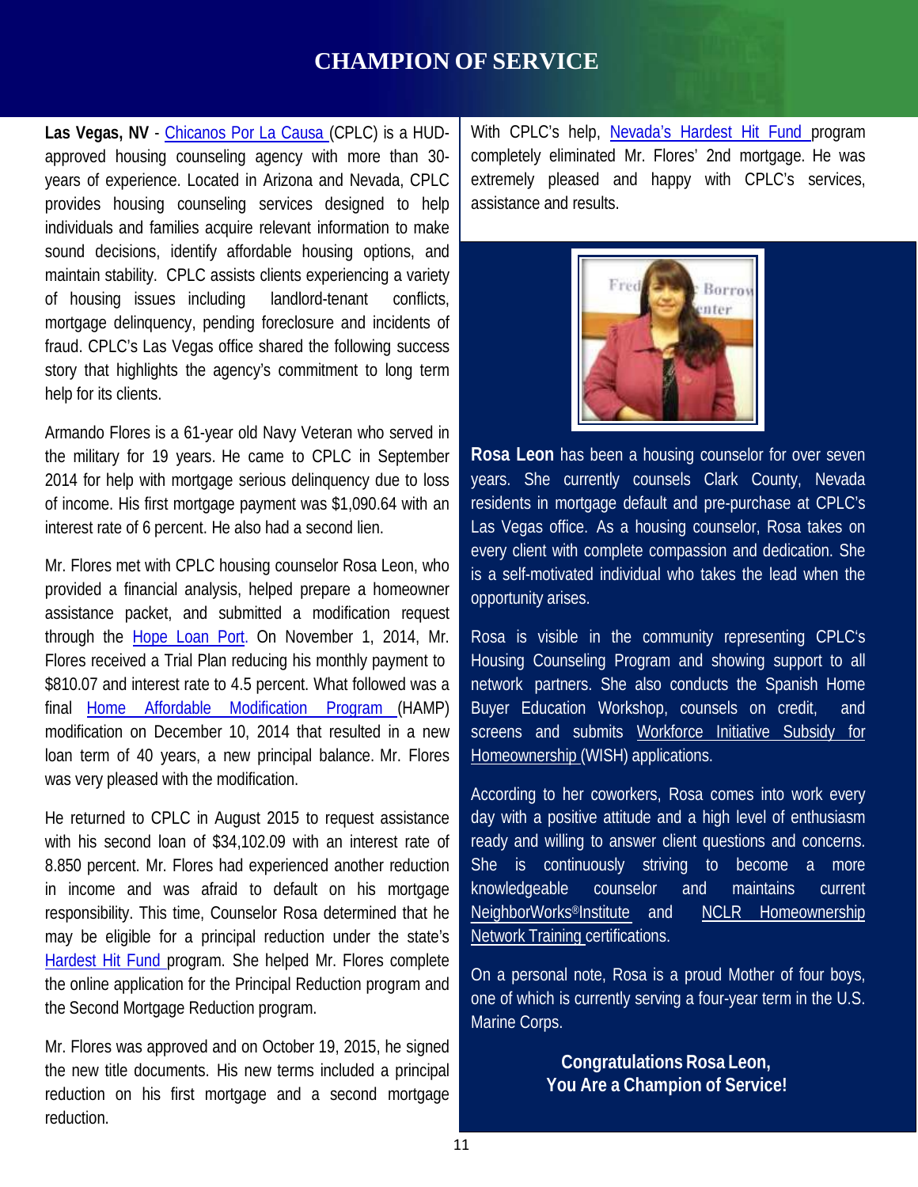# CHAMPION OF SERVICE

**Las Vegas, NV** - Chicanos Por La Causa (CPLC) is a HUD-approved housing counseling agency with more than 30-years of experience. Located in Arizona and Nevada, CPLC provides housing counseling services designed to help individuals and families acquire relevant information to make sound decisions, identify affordable housing options, and maintain stability. CPLC assists clients experiencing a variety of housing issues including landlord-tenant conflicts, mortgage delinquency, pending foreclosure and incidents of fraud. CPLC's Las Vegas office shared the following success story that highlights the agency's commitment to long term help for its clients.

Armando Flores is a 61-year old Navy Veteran who served in the military for 19 years. He came to CPLC in September 2014 for help with mortgage serious delinquency due to loss of income. His first mortgage payment was $1,090.64 with an interest rate of 6 percent. He also had a second lien.

Mr. Flores met with CPLC housing counselor Rosa Leon, who provided a financial analysis, helped prepare a homeowner assistance packet, and submitted a modification request through the Hope Loan Port. On November 1, 2014, Mr. Flores received a Trial Plan reducing his monthly payment to $810.07 and interest rate to 4.5 percent. What followed was a final Home Affordable Modification Program (HAMP) modification on December 10, 2014 that resulted in a new loan term of 40 years, a new principal balance. Mr. Flores was very pleased with the modification.

He returned to CPLC in August 2015 to request assistance with his second loan of $34,102.09 with an interest rate of 8.850 percent. Mr. Flores had experienced another reduction in income and was afraid to default on his mortgage responsibility. This time, Counselor Rosa determined that he may be eligible for a principal reduction under the state's Hardest Hit Fund program. She helped Mr. Flores complete the online application for the Principal Reduction program and the Second Mortgage Reduction program.

Mr. Flores was approved and on October 19, 2015, he signed the new title documents. His new terms included a principal reduction on his first mortgage and a second mortgage reduction.

With CPLC's help, Nevada's Hardest Hit Fund program completely eliminated Mr. Flores' 2nd mortgage. He was extremely pleased and happy with CPLC's services, assistance and results.

**Rosa Leon** has been a housing counselor for over seven years. She currently counsels Clark County, Nevada residents in mortgage default and pre-purchase at CPLC's Las Vegas office. As a housing counselor, Rosa takes on every client with complete compassion and dedication. She is a self-motivated individual who takes the lead when the opportunity arises.

Rosa is visible in the community representing CPLC's Housing Counseling Program and showing support to all network partners. She also conducts the Spanish Home Buyer Education Workshop, counsels on credit, and screens and submits Workforce Initiative Subsidy for Homeownership (WISH) applications.

According to her coworkers, Rosa comes into work every day with a positive attitude and a high level of enthusiasm ready and willing to answer client questions and concerns. She is continuously striving to become a more knowledgeable counselor and maintains current NeighborWorks® Institute and NCLR Homeownership Network Training certifications.

On a personal note, Rosa is a proud Mother of four boys, one of which is currently serving a four-year term in the U.S. Marine Corps.

**Congratulations Rosa Leon, You Are a Champion of Service!**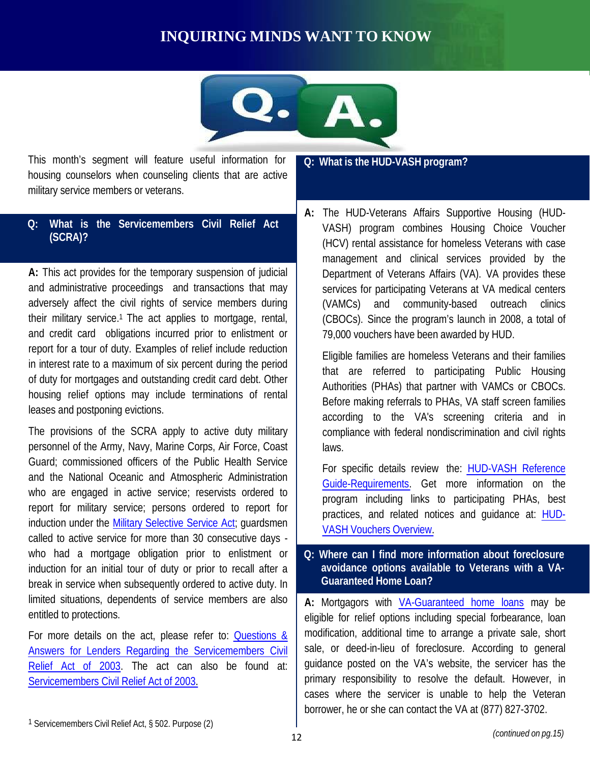# INQUIRING MINDS WANT TO KNOW

This month's segment will feature useful information for housing counselors when counseling clients that are active military service members or veterans.

## Q: What is the Servicemembers Civil Relief Act (SCRA)?

**A:** This act provides for the temporary suspension of judicial and administrative proceedings and transactions that may adversely affect the civil rights of service members during their military service.[1] The act applies to mortgage, rental, and credit card obligations incurred prior to enlistment or report for a tour of duty. Examples of relief include reduction in interest rate to a maximum of six percent during the period of duty for mortgages and outstanding credit card debt. Other housing relief options may include terminations of rental leases and postponing evictions.

The provisions of the SCRA apply to active duty military personnel of the Army, Navy, Marine Corps, Air Force, Coast Guard; commissioned officers of the Public Health Service and the National Oceanic and Atmospheric Administration who are engaged in active service; reservists ordered to report for military service; persons ordered to report for induction under the Military Selective Service Act; guardsmen called to active service for more than 30 consecutive days - who had a mortgage obligation prior to enlistment or induction for an initial tour of duty or prior to recall after a break in service when subsequently ordered to active duty. In limited situations, dependents of service members are also entitled to protections.

For more details on the act, please refer to: Questions & Answers for Lenders Regarding the Servicemembers Civil Relief Act of 2003. The act can also be found at: Servicemembers Civil Relief Act of 2003.

[1] Servicemembers Civil Relief Act, § 502. Purpose (2)

## Q: What is the HUD-VASH program?

**A:** The HUD-Veterans Affairs Supportive Housing (HUD-VASH) program combines Housing Choice Voucher (HCV) rental assistance for homeless Veterans with case management and clinical services provided by the Department of Veterans Affairs (VA). VA provides these services for participating Veterans at VA medical centers (VAMCs) and community-based outreach clinics (CBOCs). Since the program's launch in 2008, a total of 79,000 vouchers have been awarded by HUD.

Eligible families are homeless Veterans and their families that are referred to participating Public Housing Authorities (PHAs) that partner with VAMCs or CBOCs. Before making referrals to PHAs, VA staff screen families according to the VA's screening criteria and in compliance with federal nondiscrimination and civil rights laws.

For specific details review the: HUD-VASH Reference Guide-Requirements. Get more information on the program including links to participating PHAs, best practices, and related notices and guidance at: HUD-VASH Vouchers Overview.

## Q: Where can I find more information about foreclosure avoidance options available to Veterans with a VA-Guaranteed Home Loan?

**A:** Mortgagors with VA-Guaranteed home loans may be eligible for relief options including special forbearance, loan modification, additional time to arrange a private sale, short sale, or deed-in-lieu of foreclosure. According to general guidance posted on the VA's website, the servicer has the primary responsibility to resolve the default. However, in cases where the servicer is unable to help the Veteran borrower, he or she can contact the VA at (877) 827-3702.

*(continued on pg.15)*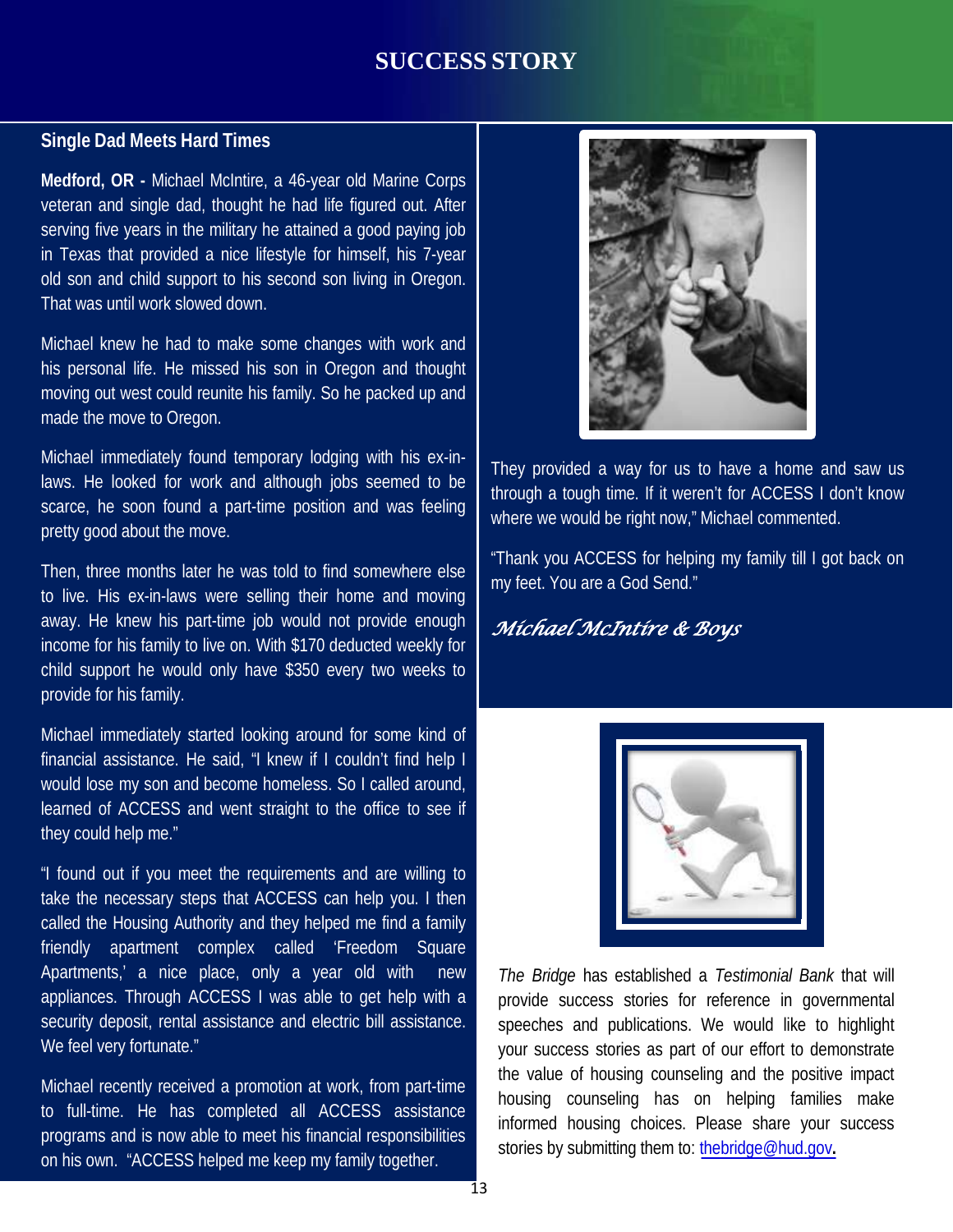# SUCCESS STORY

## Single Dad Meets Hard Times

**Medford, OR -** Michael McIntire, a 46-year old Marine Corps veteran and single dad, thought he had life figured out. After serving five years in the military he attained a good paying job in Texas that provided a nice lifestyle for himself, his 7-year old son and child support to his second son living in Oregon. That was until work slowed down.

Michael knew he had to make some changes with work and his personal life. He missed his son in Oregon and thought moving out west could reunite his family. So he packed up and made the move to Oregon.

Michael immediately found temporary lodging with his ex-in-laws. He looked for work and although jobs seemed to be scarce, he soon found a part-time position and was feeling pretty good about the move.

Then, three months later he was told to find somewhere else to live. His ex-in-laws were selling their home and moving away. He knew his part-time job would not provide enough income for his family to live on. With $170 deducted weekly for child support he would only have $350 every two weeks to provide for his family.

Michael immediately started looking around for some kind of financial assistance. He said, "I knew if I couldn't find help I would lose my son and become homeless. So I called around, learned of ACCESS and went straight to the office to see if they could help me."

"I found out if you meet the requirements and are willing to take the necessary steps that ACCESS can help you. I then called the Housing Authority and they helped me find a family friendly apartment complex called 'Freedom Square Apartments,' a nice place, only a year old with new appliances. Through ACCESS I was able to get help with a security deposit, rental assistance and electric bill assistance. We feel very fortunate."

Michael recently received a promotion at work, from part-time to full-time. He has completed all ACCESS assistance programs and is now able to meet his financial responsibilities on his own. "ACCESS helped me keep my family together. They provided a way for us to have a home and saw us through a tough time. If it weren't for ACCESS I don't know where we would be right now," Michael commented.

"Thank you ACCESS for helping my family till I got back on my feet. You are a God Send."

*Michael McIntire & Boys*

*The Bridge* has established a *Testimonial Bank* that will provide success stories for reference in governmental speeches and publications. We would like to highlight your success stories as part of our effort to demonstrate the value of housing counseling and the positive impact housing counseling has on helping families make informed housing choices. Please share your success stories by submitting them to: thebridge@hud.gov**.**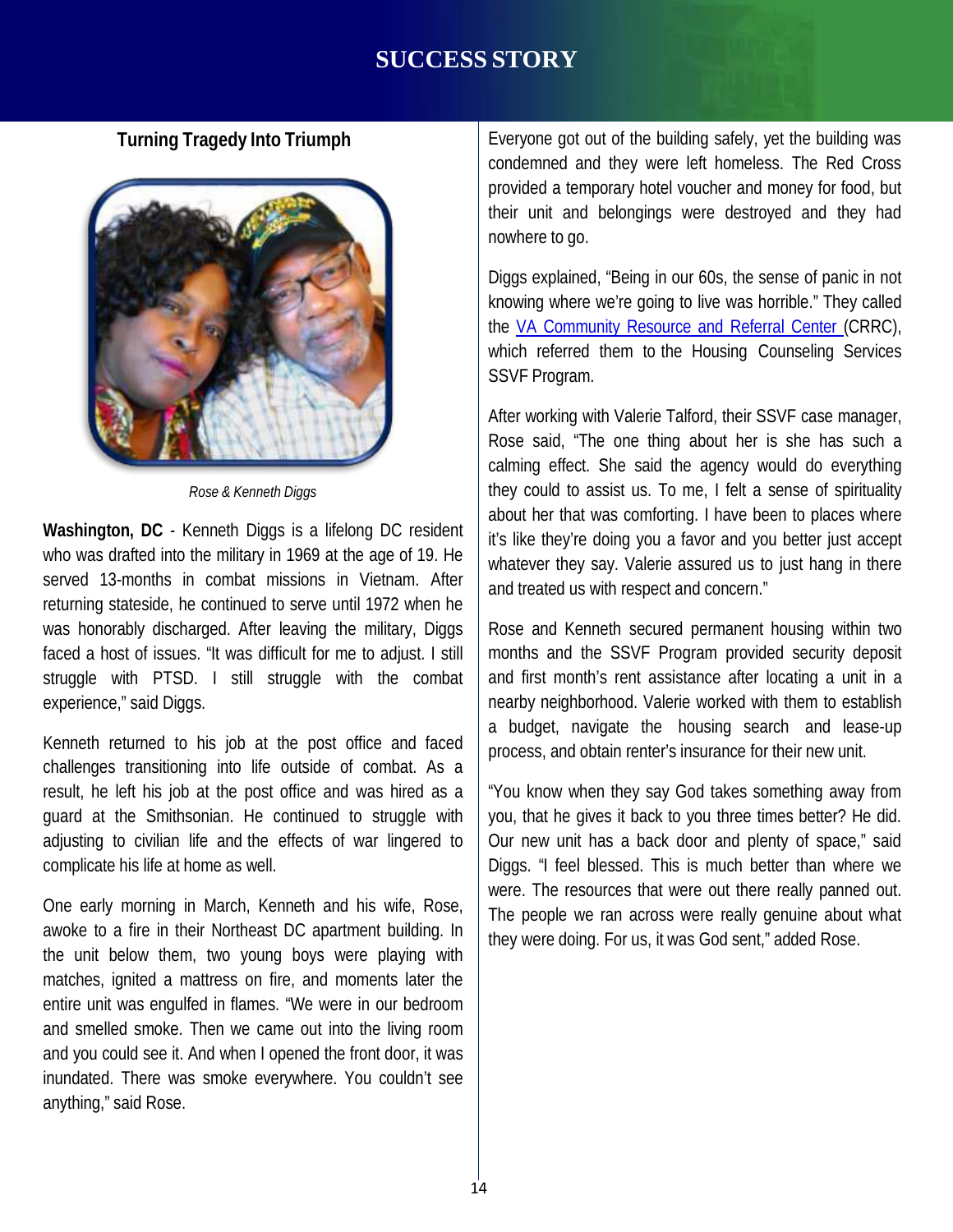# SUCCESS STORY

## Turning Tragedy Into Triumph

*Rose & Kenneth Diggs*

**Washington, DC** - Kenneth Diggs is a lifelong DC resident who was drafted into the military in 1969 at the age of 19. He served 13-months in combat missions in Vietnam. After returning stateside, he continued to serve until 1972 when he was honorably discharged. After leaving the military, Diggs faced a host of issues. "It was difficult for me to adjust. I still struggle with PTSD. I still struggle with the combat experience," said Diggs.

Kenneth returned to his job at the post office and faced challenges transitioning into life outside of combat. As a result, he left his job at the post office and was hired as a guard at the Smithsonian. He continued to struggle with adjusting to civilian life and the effects of war lingered to complicate his life at home as well.

One early morning in March, Kenneth and his wife, Rose, awoke to a fire in their Northeast DC apartment building. In the unit below them, two young boys were playing with matches, ignited a mattress on fire, and moments later the entire unit was engulfed in flames. "We were in our bedroom and smelled smoke. Then we came out into the living room and you could see it. And when I opened the front door, it was inundated. There was smoke everywhere. You couldn't see anything," said Rose.

Everyone got out of the building safely, yet the building was condemned and they were left homeless. The Red Cross provided a temporary hotel voucher and money for food, but their unit and belongings were destroyed and they had nowhere to go.

Diggs explained, "Being in our 60s, the sense of panic in not knowing where we're going to live was horrible." They called the VA Community Resource and Referral Center (CRRC), which referred them to the Housing Counseling Services SSVF Program.

After working with Valerie Talford, their SSVF case manager, Rose said, "The one thing about her is she has such a calming effect. She said the agency would do everything they could to assist us. To me, I felt a sense of spirituality about her that was comforting. I have been to places where it's like they're doing you a favor and you better just accept whatever they say. Valerie assured us to just hang in there and treated us with respect and concern."

Rose and Kenneth secured permanent housing within two months and the SSVF Program provided security deposit and first month's rent assistance after locating a unit in a nearby neighborhood. Valerie worked with them to establish a budget, navigate the housing search and lease-up process, and obtain renter's insurance for their new unit.

"You know when they say God takes something away from you, that he gives it back to you three times better? He did. Our new unit has a back door and plenty of space," said Diggs. "I feel blessed. This is much better than where we were. The resources that were out there really panned out. The people we ran across were really genuine about what they were doing. For us, it was God sent," added Rose.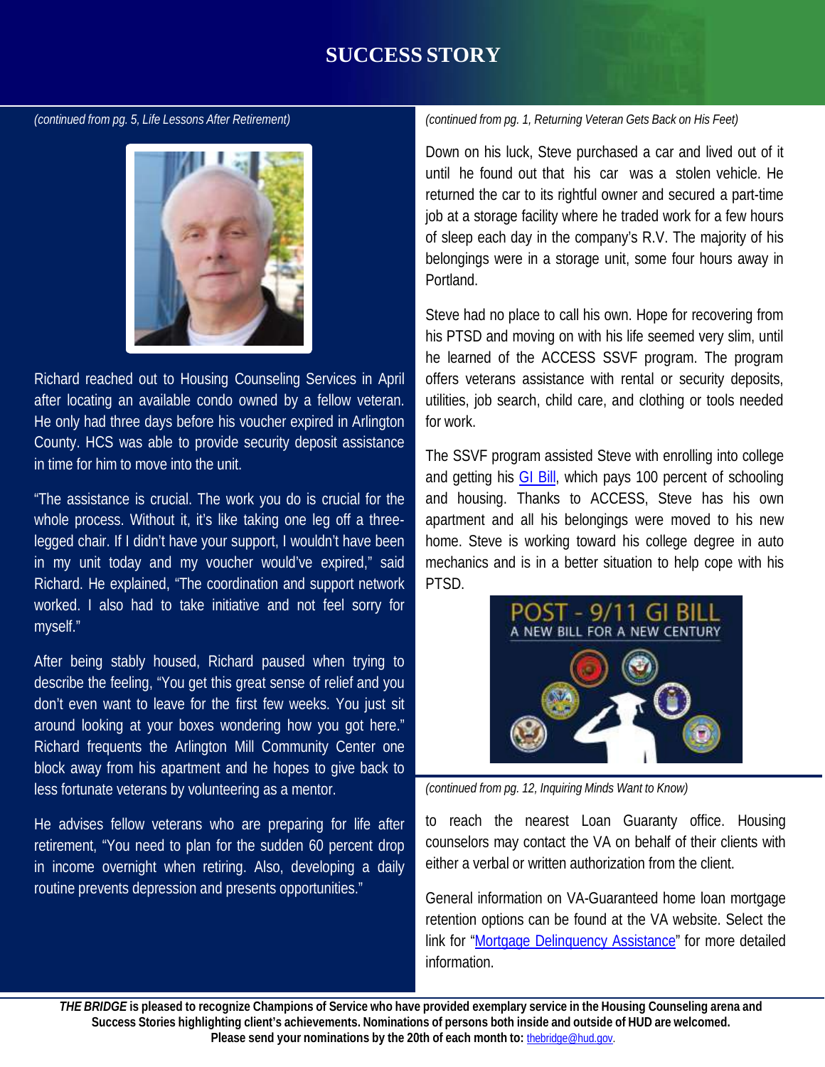# SUCCESS STORY

*(continued from pg. 5, Life Lessons After Retirement)*

Richard reached out to Housing Counseling Services in April after locating an available condo owned by a fellow veteran. He only had three days before his voucher expired in Arlington County. HCS was able to provide security deposit assistance in time for him to move into the unit.

"The assistance is crucial. The work you do is crucial for the whole process. Without it, it's like taking one leg off a three-legged chair. If I didn't have your support, I wouldn't have been in my unit today and my voucher would've expired," said Richard. He explained, "The coordination and support network worked. I also had to take initiative and not feel sorry for myself."

After being stably housed, Richard paused when trying to describe the feeling, "You get this great sense of relief and you don't even want to leave for the first few weeks. You just sit around looking at your boxes wondering how you got here." Richard frequents the Arlington Mill Community Center one block away from his apartment and he hopes to give back to less fortunate veterans by volunteering as a mentor.

He advises fellow veterans who are preparing for life after retirement, "You need to plan for the sudden 60 percent drop in income overnight when retiring. Also, developing a daily routine prevents depression and presents opportunities."

*(continued from pg. 1, Returning Veteran Gets Back on His Feet)*

Down on his luck, Steve purchased a car and lived out of it until he found out that his car was a stolen vehicle. He returned the car to its rightful owner and secured a part-time job at a storage facility where he traded work for a few hours of sleep each day in the company's R.V. The majority of his belongings were in a storage unit, some four hours away in Portland.

Steve had no place to call his own. Hope for recovering from his PTSD and moving on with his life seemed very slim, until he learned of the ACCESS SSVF program. The program offers veterans assistance with rental or security deposits, utilities, job search, child care, and clothing or tools needed for work.

The SSVF program assisted Steve with enrolling into college and getting his GI Bill, which pays 100 percent of schooling and housing. Thanks to ACCESS, Steve has his own apartment and all his belongings were moved to his new home. Steve is working toward his college degree in auto mechanics and is in a better situation to help cope with his PTSD.

*(continued from pg. 12, Inquiring Minds Want to Know)*

to reach the nearest Loan Guaranty office. Housing counselors may contact the VA on behalf of their clients with either a verbal or written authorization from the client.

General information on VA-Guaranteed home loan mortgage retention options can be found at the VA website. Select the link for "Mortgage Delinquency Assistance" for more detailed information.

***THE BRIDGE* is pleased to recognize Champions of Service who have provided exemplary service in the Housing Counseling arena and Success Stories highlighting client's achievements. Nominations of persons both inside and outside of HUD are welcomed. Please send your nominations by the 20th of each month to:** thebridge@hud.gov.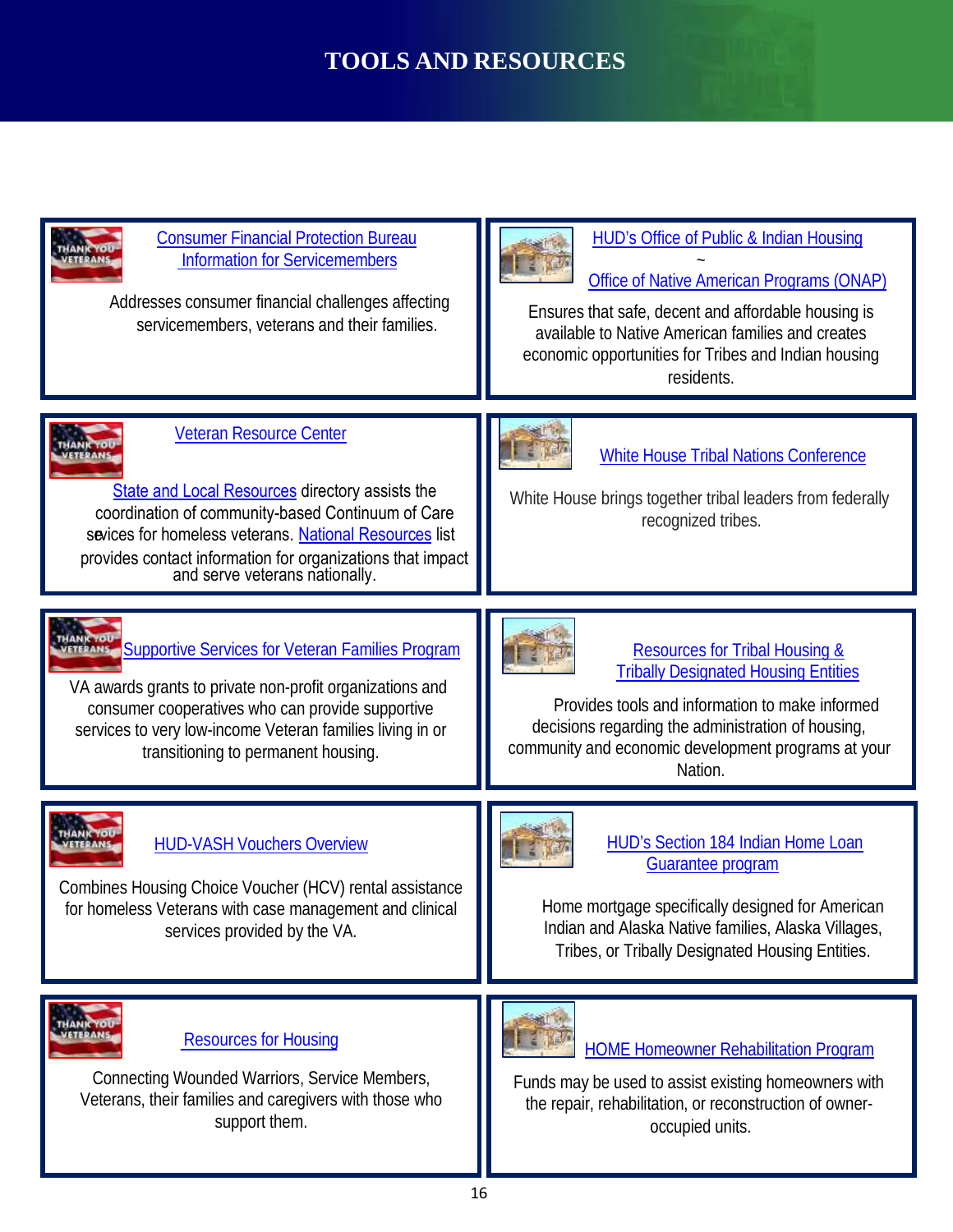# TOOLS AND RESOURCES

**Consumer Financial Protection Bureau Information for Servicemembers**

Addresses consumer financial challenges affecting servicemembers, veterans and their families.

**HUD's Office of Public & Indian Housing ~ Office of Native American Programs (ONAP)**

Ensures that safe, decent and affordable housing is available to Native American families and creates economic opportunities for Tribes and Indian housing residents.

**Veteran Resource Center**

State and Local Resources directory assists the coordination of community-based Continuum of Care services for homeless veterans. National Resources list provides contact information for organizations that impact and serve veterans nationally.

**White House Tribal Nations Conference**

White House brings together tribal leaders from federally recognized tribes.

**Supportive Services for Veteran Families Program**

VA awards grants to private non-profit organizations and consumer cooperatives who can provide supportive services to very low-income Veteran families living in or transitioning to permanent housing.

**Resources for Tribal Housing & Tribally Designated Housing Entities**

Provides tools and information to make informed decisions regarding the administration of housing, community and economic development programs at your Nation.

**HUD-VASH Vouchers Overview**

Combines Housing Choice Voucher (HCV) rental assistance for homeless Veterans with case management and clinical services provided by the VA.

**HUD's Section 184 Indian Home Loan Guarantee program**

Home mortgage specifically designed for American Indian and Alaska Native families, Alaska Villages, Tribes, or Tribally Designated Housing Entities.

**Resources for Housing**

Connecting Wounded Warriors, Service Members, Veterans, their families and caregivers with those who support them.

**HOME Homeowner Rehabilitation Program**

Funds may be used to assist homeowners with the repair, rehabilitation, or reconstruction of owner-occupied units.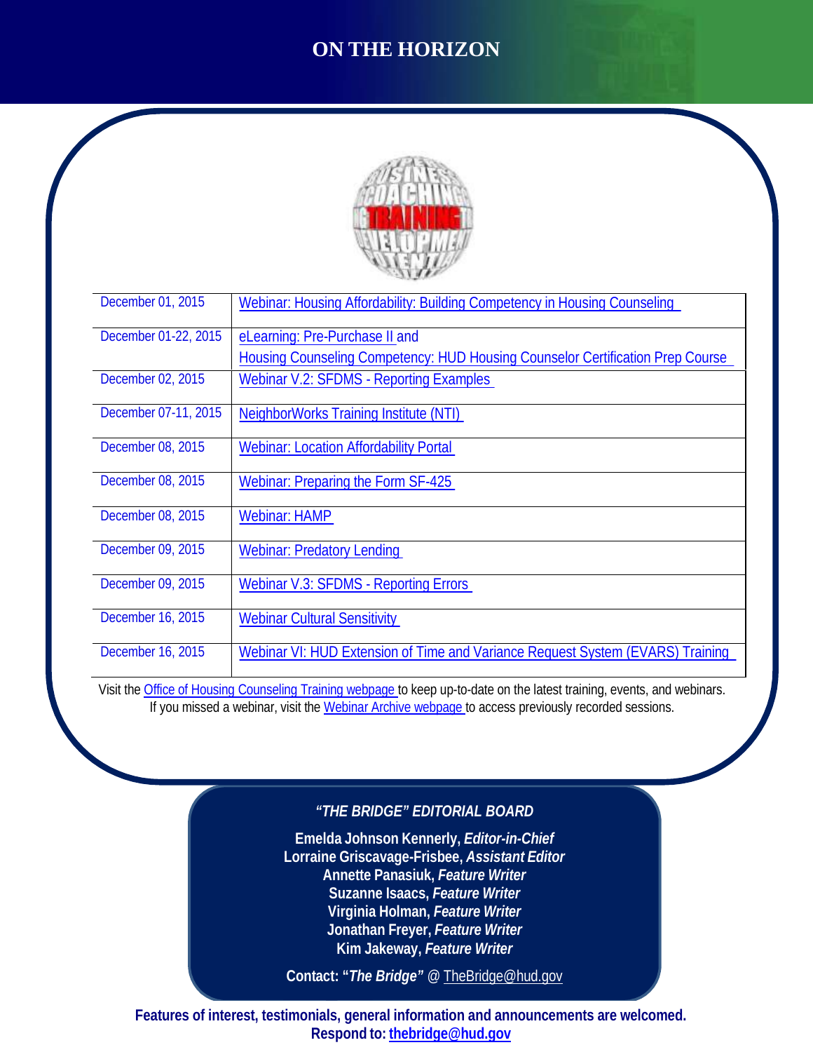# ON THE HORIZON

| | |
|---|---|
| December 01, 2015 | Webinar: Housing Affordability: Building Competency in Housing Counseling |
| December 01-22, 2015 | eLearning: Pre-Purchase II and Housing Counseling Competency: HUD Housing Counselor Certification Prep Course |
| December 02, 2015 | Webinar V.2: SFDMS - Reporting Examples |
| December 07-11, 2015 | NeighborWorks Training Institute (NTI) |
| December 08, 2015 | Webinar: Location Affordability Portal |
| December 08, 2015 | Webinar: Preparing the Form SF-425 |
| December 08, 2015 | Webinar: HAMP |
| December 09, 2015 | Webinar: Predatory Lending |
| December 09, 2015 | Webinar V.3: SFDMS - Reporting Errors |
| December 16, 2015 | Webinar Cultural Sensitivity |
| December 16, 2015 | Webinar VI: HUD Extension of Time and Variance Request System (EVARS) Training |

Visit the Office of Housing Counseling Training webpage to keep up-to-date on the latest training, events, and webinars. If you missed a webinar, visit the Webinar Archive webpage to access previously recorded sessions.

***"THE BRIDGE" EDITORIAL BOARD***

**Emelda Johnson Kennerly, *Editor-in-Chief***
**Lorraine Griscavage-Frisbee, *Assistant Editor***
**Annette Panasiuk, *Feature Writer***
**Suzanne Isaacs, *Feature Writer***
**Virginia Holman, *Feature Writer***
**Jonathan Freyer, *Feature Writer***
**Kim Jakeway, *Feature Writer***

**Contact: "*The Bridge*"** @ TheBridge@hud.gov

**Features of interest, testimonials, general information and announcements are welcomed.**
**Respond to: thebridge@hud.gov**